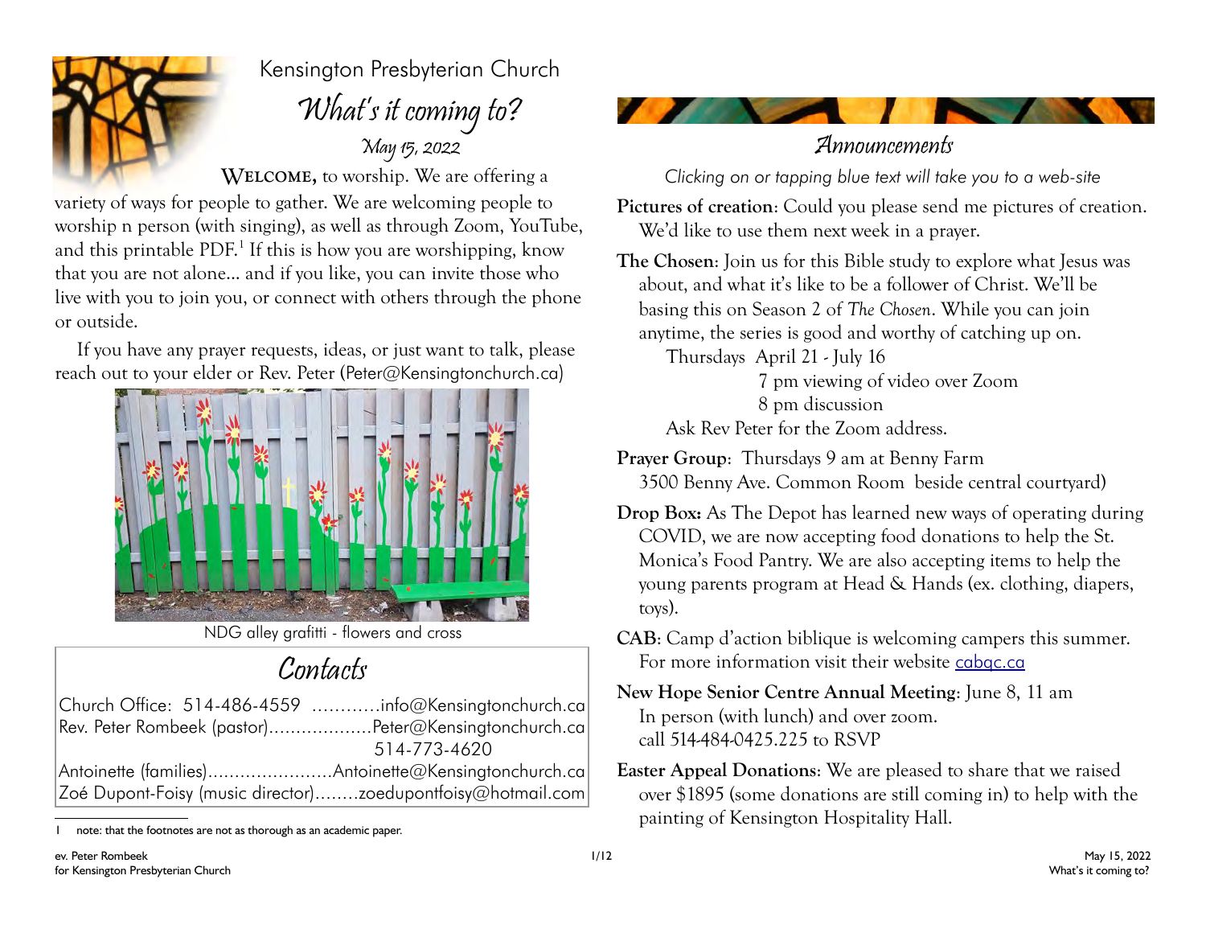Kensington Presbyterian Church

# What's it coming to?

May 15, 2022

**WELCOME,** to worship. We are offering a variety of ways for people to gather. We are welcoming people to worship n person (with singing), as well as through Zoom, YouTube, and this printable PDF.[1] If this is how you are worshipping, know that you are not alone... and if you like, you can invite those who live with you to join you, or connect with others through the phone or outside.

If you have any prayer requests, ideas, or just want to talk, please reach out to your elder or Rev. Peter (Peter@Kensingtonchurch.ca)

NDG alley grafitti - flowers and cross

## Contacts

Church Office: 514-486-4559 ............info@Kensingtonchurch.ca
Rev. Peter Rombeek (pastor)...................Peter@Kensingtonchurch.ca
514-773-4620
Antoinette (families).......................Antoinette@Kensingtonchurch.ca
Zoé Dupont-Foisy (music director)........zoedupontfoisy@hotmail.com

[1] note: that the footnotes are not as thorough as an academic paper.

## Announcements

*Clicking on or tapping blue text will take you to a web-site*

**Pictures of creation**: Could you please send me pictures of creation. We'd like to use them next week in a prayer.

**The Chosen**: Join us for this Bible study to explore what Jesus was about, and what it's like to be a follower of Christ. We'll be basing this on Season 2 of *The Chosen*. While you can join anytime, the series is good and worthy of catching up on.
Thursdays April 21 - July 16
7 pm viewing of video over Zoom
8 pm discussion
Ask Rev Peter for the Zoom address.

**Prayer Group**: Thursdays 9 am at Benny Farm
3500 Benny Ave. Common Room beside central courtyard)

**Drop Box:** As The Depot has learned new ways of operating during COVID, we are now accepting food donations to help the St. Monica's Food Pantry. We are also accepting items to help the young parents program at Head & Hands (ex. clothing, diapers, toys).

**CAB**: Camp d'action biblique is welcoming campers this summer. For more information visit their website cabqc.ca

**New Hope Senior Centre Annual Meeting**: June 8, 11 am
In person (with lunch) and over zoom.
call 514-484-0425.225 to RSVP

**Easter Appeal Donations**: We are pleased to share that we raised over $1895 (some donations are still coming in) to help with the painting of Kensington Hospitality Hall.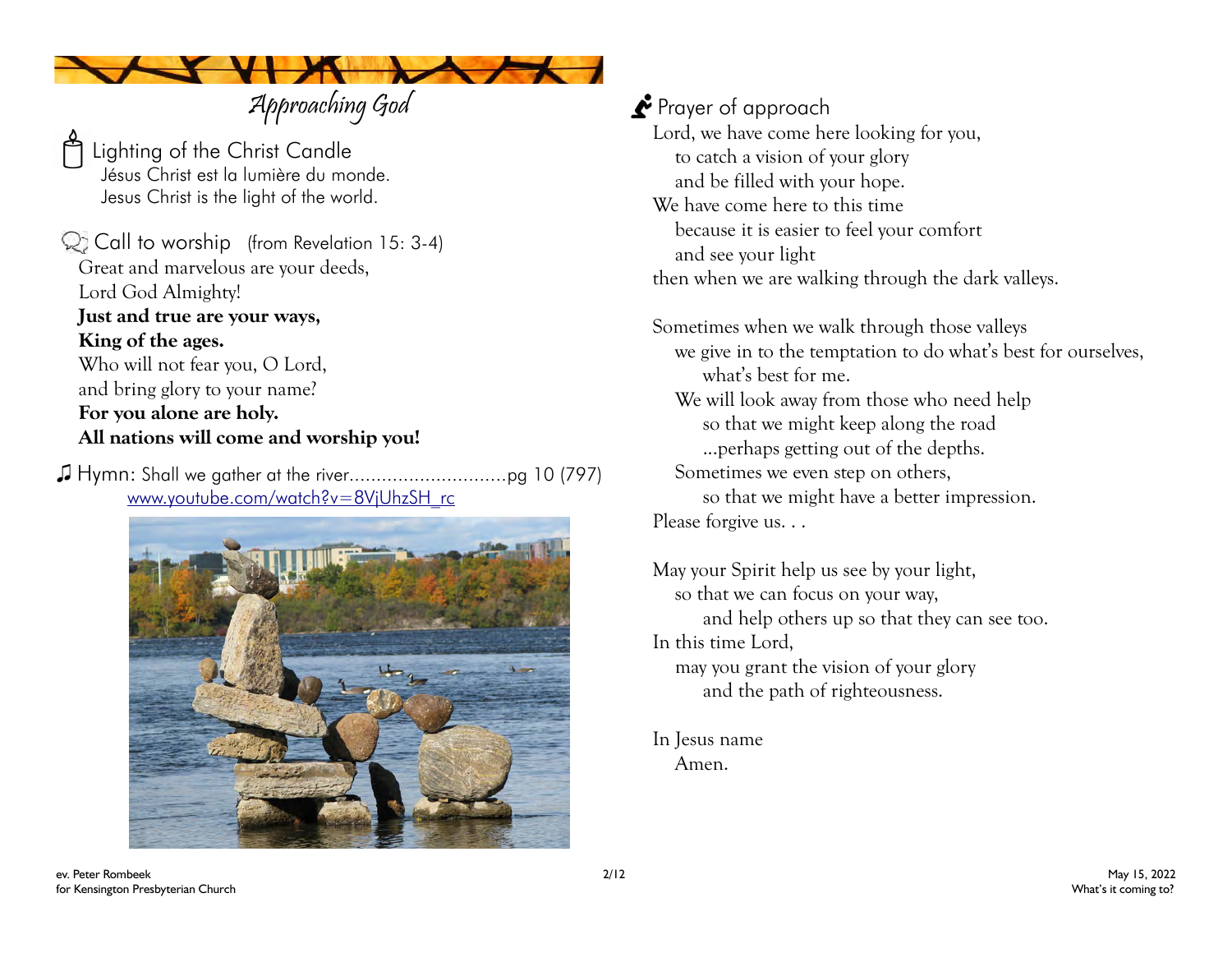# Approaching God

## Lighting of the Christ Candle

Jésus Christ est la lumière du monde.
Jesus Christ is the light of the world.

## Call to worship (from Revelation 15: 3-4)

Great and marvelous are your deeds,
Lord God Almighty!
**Just and true are your ways,**
**King of the ages.**
Who will not fear you, O Lord,
and bring glory to your name?
**For you alone are holy.**
**All nations will come and worship you!**

## Hymn: Shall we gather at the river..............................pg 10 (797)

www.youtube.com/watch?v=8VjUhzSH_rc

## Prayer of approach

Lord, we have come here looking for you,
to catch a vision of your glory
and be filled with your hope.
We have come here to this time
because it is easier to feel your comfort
and see your light
then when we are walking through the dark valleys.

Sometimes when we walk through those valleys
we give in to the temptation to do what's best for ourselves,
what's best for me.
We will look away from those who need help
so that we might keep along the road
...perhaps getting out of the depths.
Sometimes we even step on others,
so that we might have a better impression.
Please forgive us. . .

May your Spirit help us see by your light,
so that we can focus on your way,
and help others up so that they can see too.
In this time Lord,
may you grant the vision of your glory
and the path of righteousness.

In Jesus name
Amen.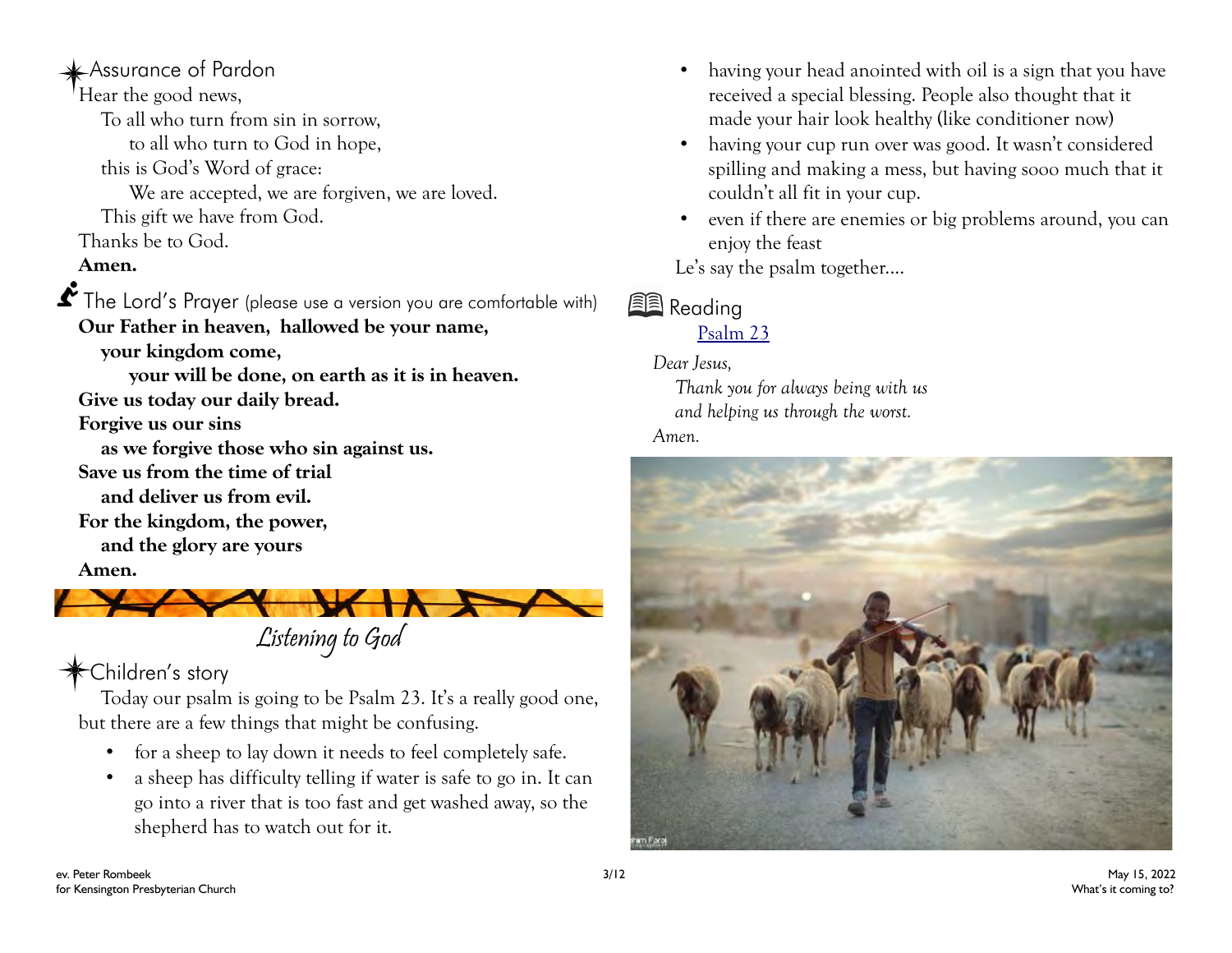## Assurance of Pardon

Hear the good news,
To all who turn from sin in sorrow,
to all who turn to God in hope,
this is God's Word of grace:
We are accepted, we are forgiven, we are loved.
This gift we have from God.
Thanks be to God.
**Amen.**

## The Lord's Prayer (please use a version you are comfortable with)

**Our Father in heaven, hallowed be your name,**
**your kingdom come,**
**your will be done, on earth as it is in heaven.**
**Give us today our daily bread.**
**Forgive us our sins**
**as we forgive those who sin against us.**
**Save us from the time of trial**
**and deliver us from evil.**
**For the kingdom, the power,**
**and the glory are yours**
**Amen.**

# Listening to God

## Children's story

Today our psalm is going to be Psalm 23. It's a really good one, but there are a few things that might be confusing.

- for a sheep to lay down it needs to feel completely safe.
- a sheep has difficulty telling if water is safe to go in. It can go into a river that is too fast and get washed away, so the shepherd has to watch out for it.
- having your head anointed with oil is a sign that you have received a special blessing. People also thought that it made your hair look healthy (like conditioner now)
- having your cup run over was good. It wasn't considered spilling and making a mess, but having sooo much that it couldn't all fit in your cup.
- even if there are enemies or big problems around, you can enjoy the feast

Le's say the psalm together....

## Reading

[Psalm 23]

*Dear Jesus,*
*Thank you for always being with us*
*and helping us through the worst.*
*Amen.*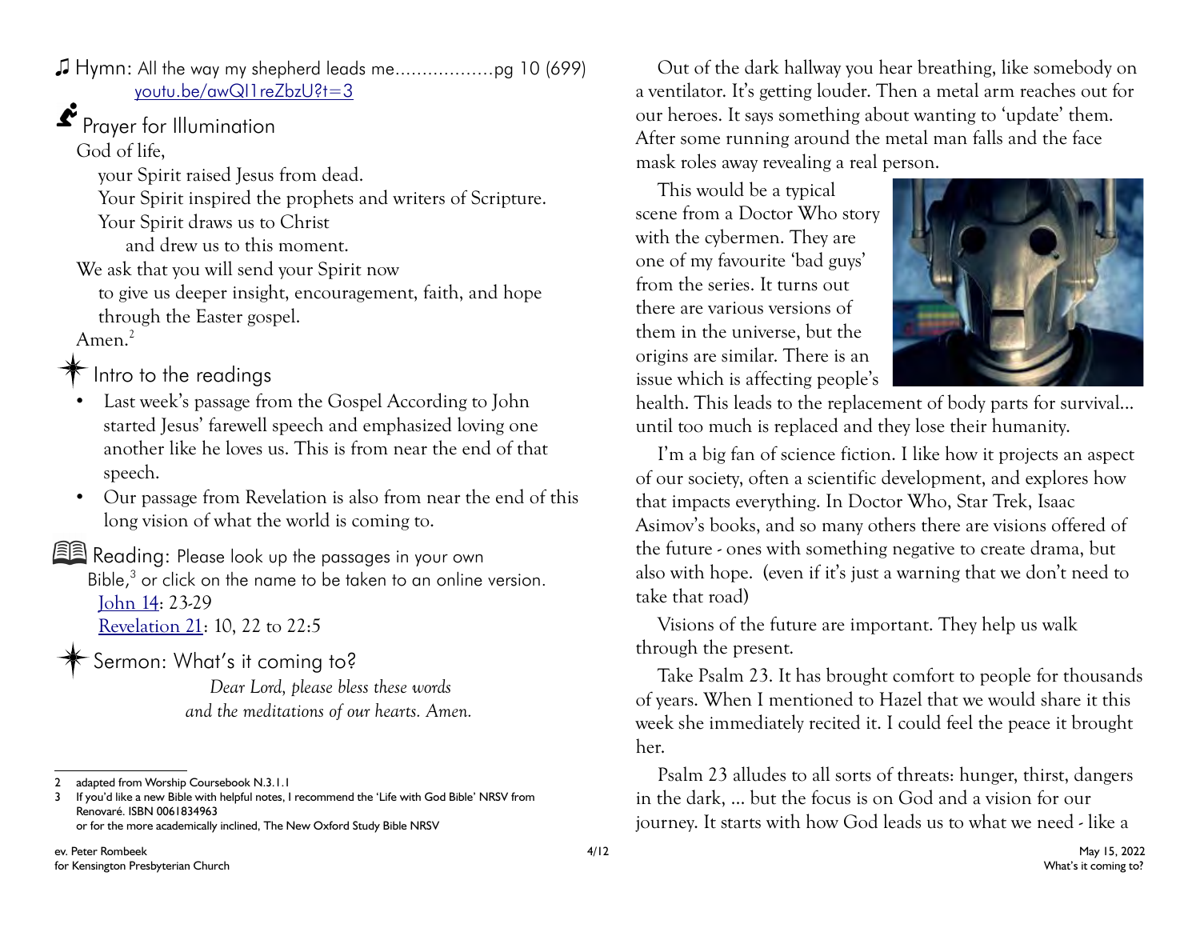♫ Hymn: All the way my shepherd leads me………………pg 10 (699)
youtu.be/awQI1reZbzU?t=3

## Prayer for Illumination

God of life,
your Spirit raised Jesus from dead.
Your Spirit inspired the prophets and writers of Scripture.
Your Spirit draws us to Christ
and drew us to this moment.
We ask that you will send your Spirit now
to give us deeper insight, encouragement, faith, and hope
through the Easter gospel.
Amen.[2]

## Intro to the readings

- Last week's passage from the Gospel According to John started Jesus' farewell speech and emphasized loving one another like he loves us. This is from near the end of that speech.
- Our passage from Revelation is also from near the end of this long vision of what the world is coming to.

## Reading: Please look up the passages in your own Bible,[3] or click on the name to be taken to an online version.

John 14: 23-29
Revelation 21: 10, 22 to 22:5

## Sermon: What's it coming to?

*Dear Lord, please bless these words*
*and the meditations of our hearts. Amen.*

Out of the dark hallway you hear breathing, like somebody on a ventilator. It's getting louder. Then a metal arm reaches out for our heroes. It says something about wanting to 'update' them. After some running around the metal man falls and the face mask roles away revealing a real person.

This would be a typical scene from a Doctor Who story with the cybermen. They are one of my favourite 'bad guys' from the series. It turns out there are various versions of them in the universe, but the origins are similar. There is an issue which is affecting people's health. This leads to the replacement of body parts for survival… until too much is replaced and they lose their humanity.

I'm a big fan of science fiction. I like how it projects an aspect of our society, often a scientific development, and explores how that impacts everything. In Doctor Who, Star Trek, Isaac Asimov's books, and so many others there are visions offered of the future - ones with something negative to create drama, but also with hope. (even if it's just a warning that we don't need to take that road)

Visions of the future are important. They help us walk through the present.

Take Psalm 23. It has brought comfort to people for thousands of years. When I mentioned to Hazel that we would share it this week she immediately recited it. I could feel the peace it brought her.

Psalm 23 alludes to all sorts of threats: hunger, thirst, dangers in the dark, … but the focus is on God and a vision for our journey. It starts with how God leads us to what we need - like a

---

2 adapted from Worship Coursebook N.3.1.1

3 If you'd like a new Bible with helpful notes, I recommend the 'Life with God Bible' NRSV from Renovaré. ISBN 0061834963
or for the more academically inclined, The New Oxford Study Bible NRSV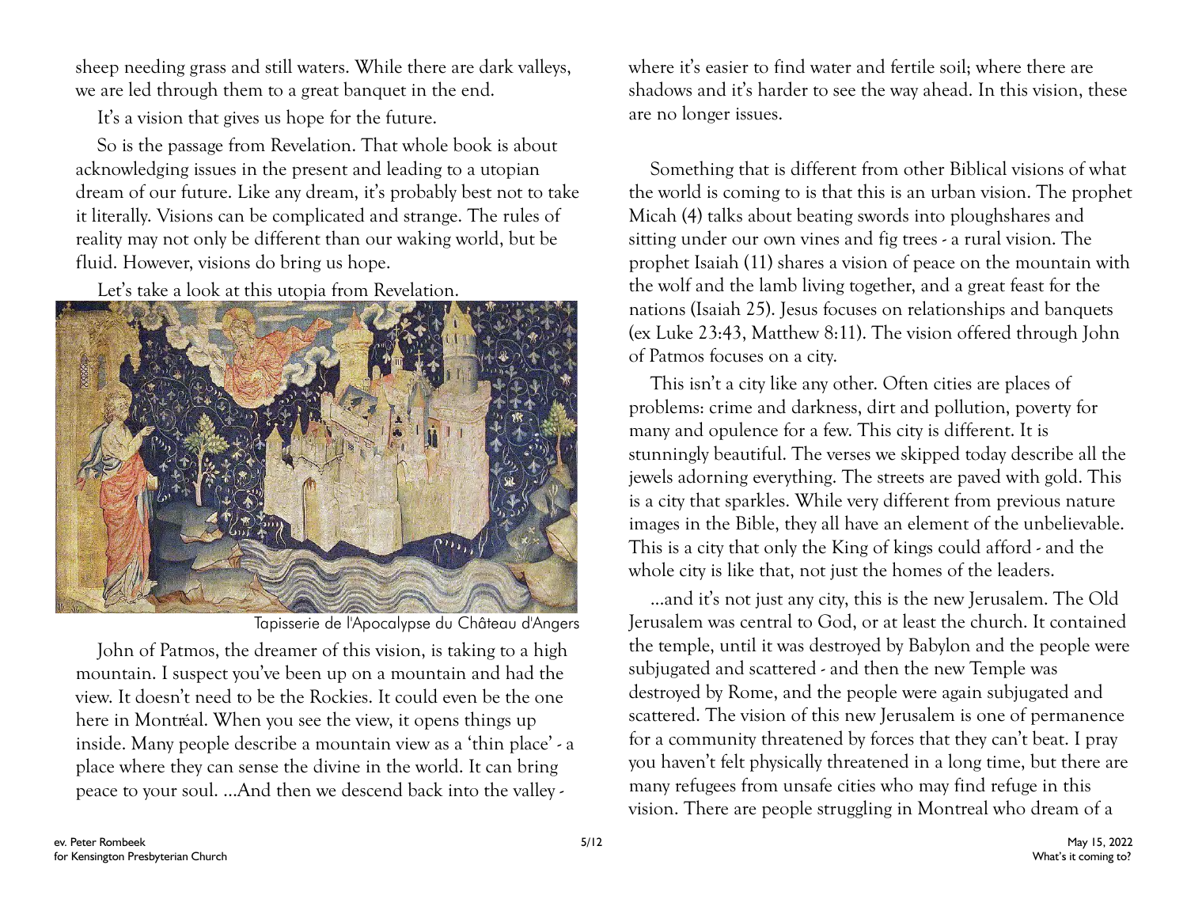sheep needing grass and still waters. While there are dark valleys, we are led through them to a great banquet in the end.

It's a vision that gives us hope for the future.

So is the passage from Revelation. That whole book is about acknowledging issues in the present and leading to a utopian dream of our future. Like any dream, it's probably best not to take it literally. Visions can be complicated and strange. The rules of reality may not only be different than our waking world, but be fluid. However, visions do bring us hope.

Let's take a look at this utopia from Revelation.

Tapisserie de l'Apocalypse du Château d'Angers

John of Patmos, the dreamer of this vision, is taking to a high mountain. I suspect you've been up on a mountain and had the view. It doesn't need to be the Rockies. It could even be the one here in Montréal. When you see the view, it opens things up inside. Many people describe a mountain view as a 'thin place' - a place where they can sense the divine in the world. It can bring peace to your soul. ...And then we descend back into the valley - where it's easier to find water and fertile soil; where there are shadows and it's harder to see the way ahead. In this vision, these are no longer issues.

Something that is different from other Biblical visions of what the world is coming to is that this is an urban vision. The prophet Micah (4) talks about beating swords into ploughshares and sitting under our own vines and fig trees - a rural vision. The prophet Isaiah (11) shares a vision of peace on the mountain with the wolf and the lamb living together, and a great feast for the nations (Isaiah 25). Jesus focuses on relationships and banquets (ex Luke 23:43, Matthew 8:11). The vision offered through John of Patmos focuses on a city.

This isn't a city like any other. Often cities are places of problems: crime and darkness, dirt and pollution, poverty for many and opulence for a few. This city is different. It is stunningly beautiful. The verses we skipped today describe all the jewels adorning everything. The streets are paved with gold. This is a city that sparkles. While very different from previous nature images in the Bible, they all have an element of the unbelievable. This is a city that only the King of kings could afford - and the whole city is like that, not just the homes of the leaders.

...and it's not just any city, this is the new Jerusalem. The Old Jerusalem was central to God, or at least the church. It contained the temple, until it was destroyed by Babylon and the people were subjugated and scattered - and then the new Temple was destroyed by Rome, and the people were again subjugated and scattered. The vision of this new Jerusalem is one of permanence for a community threatened by forces that they can't beat. I pray you haven't felt physically threatened in a long time, but there are many refugees from unsafe cities who may find refuge in this vision. There are people struggling in Montreal who dream of a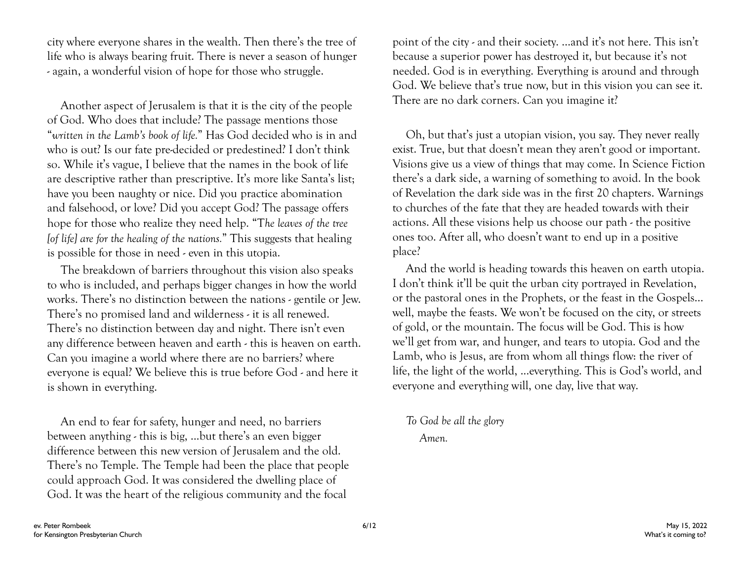city where everyone shares in the wealth. Then there's the tree of life who is always bearing fruit. There is never a season of hunger - again, a wonderful vision of hope for those who struggle.

Another aspect of Jerusalem is that it is the city of the people of God. Who does that include? The passage mentions those "*written in the Lamb's book of life.*" Has God decided who is in and who is out? Is our fate pre-decided or predestined? I don't think so. While it's vague, I believe that the names in the book of life are descriptive rather than prescriptive. It's more like Santa's list; have you been naughty or nice. Did you practice abomination and falsehood, or love? Did you accept God? The passage offers hope for those who realize they need help. "T*he leaves of the tree [of life] are for the healing of the nations.*" This suggests that healing is possible for those in need - even in this utopia.

The breakdown of barriers throughout this vision also speaks to who is included, and perhaps bigger changes in how the world works. There's no distinction between the nations - gentile or Jew. There's no promised land and wilderness - it is all renewed. There's no distinction between day and night. There isn't even any difference between heaven and earth - this is heaven on earth. Can you imagine a world where there are no barriers? where everyone is equal? We believe this is true before God - and here it is shown in everything.

An end to fear for safety, hunger and need, no barriers between anything - this is big, ...but there's an even bigger difference between this new version of Jerusalem and the old. There's no Temple. The Temple had been the place that people could approach God. It was considered the dwelling place of God. It was the heart of the religious community and the focal point of the city - and their society. ...and it's not here. This isn't because a superior power has destroyed it, but because it's not needed. God is in everything. Everything is around and through God. We believe that's true now, but in this vision you can see it. There are no dark corners. Can you imagine it?

Oh, but that's just a utopian vision, you say. They never really exist. True, but that doesn't mean they aren't good or important. Visions give us a view of things that may come. In Science Fiction there's a dark side, a warning of something to avoid. In the book of Revelation the dark side was in the first 20 chapters. Warnings to churches of the fate that they are headed towards with their actions. All these visions help us choose our path - the positive ones too. After all, who doesn't want to end up in a positive place?

And the world is heading towards this heaven on earth utopia. I don't think it'll be quit the urban city portrayed in Revelation, or the pastoral ones in the Prophets, or the feast in the Gospels... well, maybe the feasts. We won't be focused on the city, or streets of gold, or the mountain. The focus will be God. This is how we'll get from war, and hunger, and tears to utopia. God and the Lamb, who is Jesus, are from whom all things flow: the river of life, the light of the world, ...everything. This is God's world, and everyone and everything will, one day, live that way.

*To God be all the glory*

*Amen.*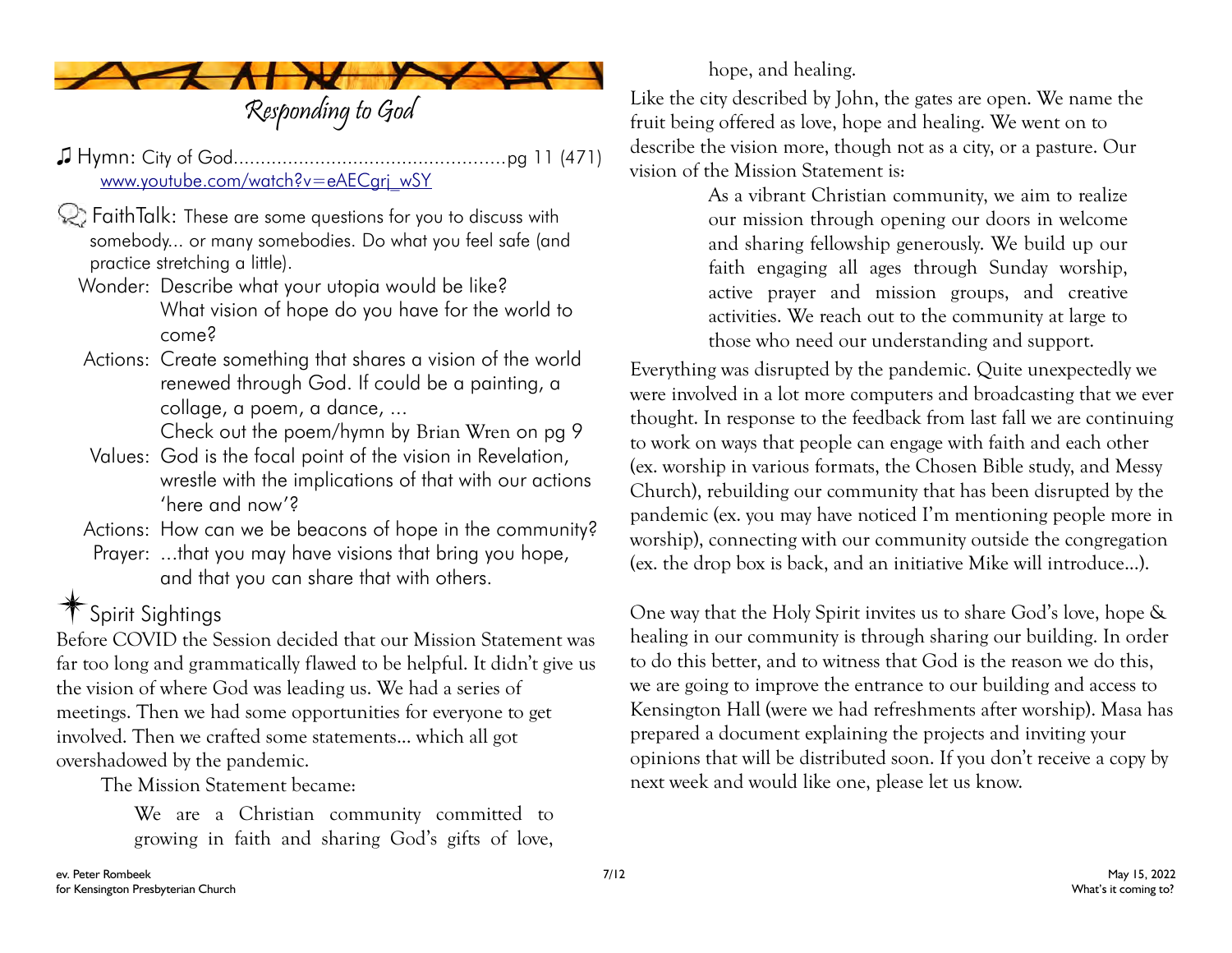## *Responding to God*

♫ Hymn: City of God....................................................pg 11 (471)
[www.youtube.com/watch?v=eAECgrj_wSY](www.youtube.com/watch?v=eAECgrj_wSY)

FaithTalk: These are some questions for you to discuss with somebody... or many somebodies. Do what you feel safe (and practice stretching a little).

Wonder: Describe what your utopia would be like? What vision of hope do you have for the world to come?

Actions: Create something that shares a vision of the world renewed through God. If could be a painting, a collage, a poem, a dance, ...
Check out the poem/hymn by Brian Wren on pg 9

Values: God is the focal point of the vision in Revelation, wrestle with the implications of that with our actions 'here and now'?

Actions: How can we be beacons of hope in the community?

Prayer: ...that you may have visions that bring you hope, and that you can share that with others.

### Spirit Sightings

Before COVID the Session decided that our Mission Statement was far too long and grammatically flawed to be helpful. It didn't give us the vision of where God was leading us. We had a series of meetings. Then we had some opportunities for everyone to get involved. Then we crafted some statements… which all got overshadowed by the pandemic.

The Mission Statement became:

> We are a Christian community committed to growing in faith and sharing God's gifts of love, hope, and healing.

Like the city described by John, the gates are open. We name the fruit being offered as love, hope and healing. We went on to describe the vision more, though not as a city, or a pasture. Our vision of the Mission Statement is:

> As a vibrant Christian community, we aim to realize our mission through opening our doors in welcome and sharing fellowship generously. We build up our faith engaging all ages through Sunday worship, active prayer and mission groups, and creative activities. We reach out to the community at large to those who need our understanding and support.

Everything was disrupted by the pandemic. Quite unexpectedly we were involved in a lot more computers and broadcasting that we ever thought. In response to the feedback from last fall we are continuing to work on ways that people can engage with faith and each other (ex. worship in various formats, the Chosen Bible study, and Messy Church), rebuilding our community that has been disrupted by the pandemic (ex. you may have noticed I'm mentioning people more in worship), connecting with our community outside the congregation (ex. the drop box is back, and an initiative Mike will introduce…).

One way that the Holy Spirit invites us to share God's love, hope & healing in our community is through sharing our building. In order to do this better, and to witness that God is the reason we do this, we are going to improve the entrance to our building and access to Kensington Hall (were we had refreshments after worship). Masa has prepared a document explaining the projects and inviting your opinions that will be distributed soon. If you don't receive a copy by next week and would like one, please let us know.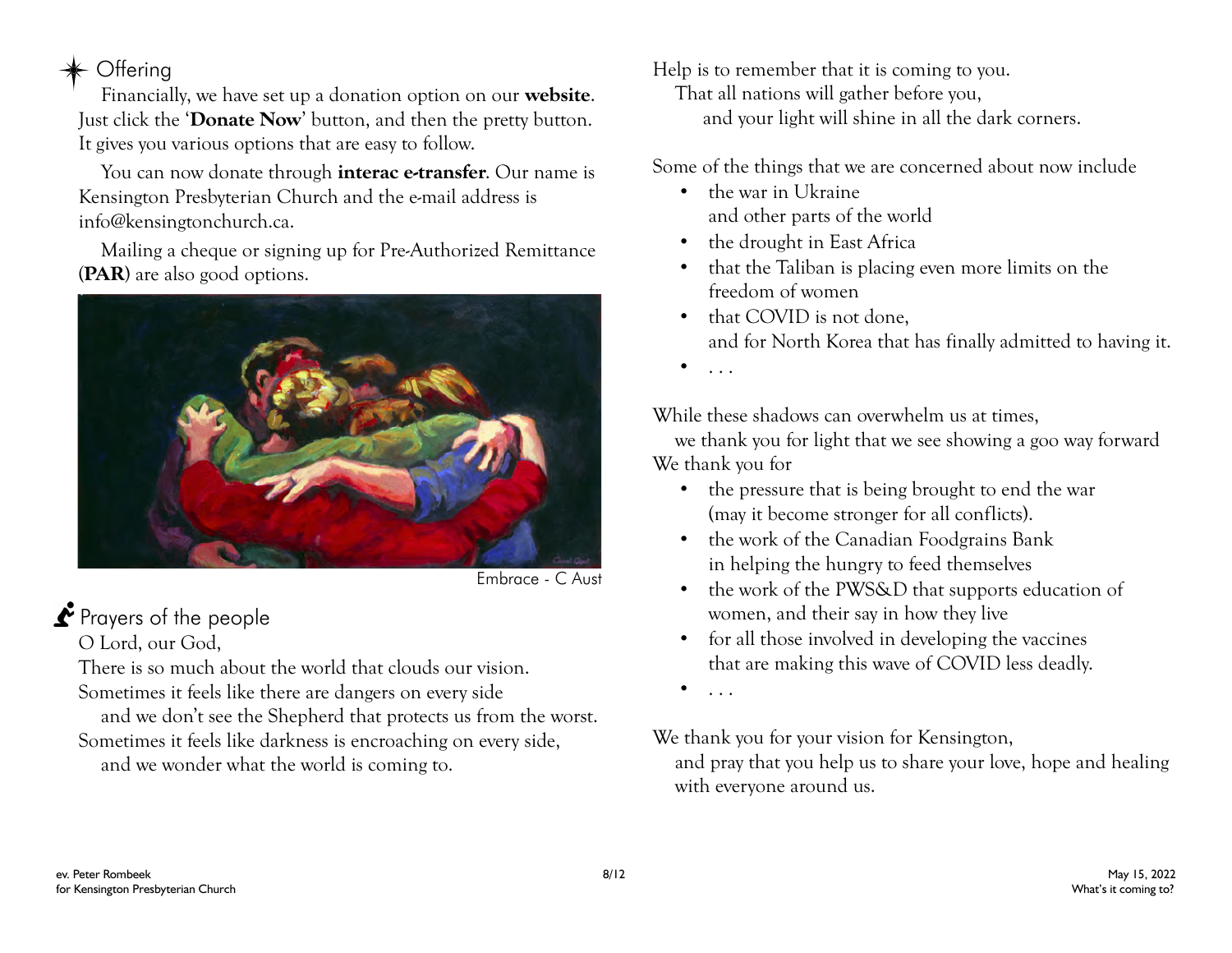## Offering

Financially, we have set up a donation option on our **website**. Just click the '**Donate Now**' button, and then the pretty button. It gives you various options that are easy to follow.

You can now donate through **interac e-transfer**. Our name is Kensington Presbyterian Church and the e-mail address is info@kensingtonchurch.ca.

Mailing a cheque or signing up for Pre-Authorized Remittance (**PAR**) are also good options.

Embrace - C Aust

## Prayers of the people

O Lord, our God,
There is so much about the world that clouds our vision.
Sometimes it feels like there are dangers on every side
and we don't see the Shepherd that protects us from the worst.
Sometimes it feels like darkness is encroaching on every side,
and we wonder what the world is coming to.

Help is to remember that it is coming to you.
That all nations will gather before you,
and your light will shine in all the dark corners.

Some of the things that we are concerned about now include

- the war in Ukraine
  and other parts of the world
- the drought in East Africa
- that the Taliban is placing even more limits on the freedom of women
- that COVID is not done,
  and for North Korea that has finally admitted to having it.
- . . .

While these shadows can overwhelm us at times,
we thank you for light that we see showing a goo way forward
We thank you for

- the pressure that is being brought to end the war
  (may it become stronger for all conflicts).
- the work of the Canadian Foodgrains Bank
  in helping the hungry to feed themselves
- the work of the PWS&D that supports education of women, and their say in how they live
- for all those involved in developing the vaccines
  that are making this wave of COVID less deadly.
- . . .

We thank you for your vision for Kensington,
and pray that you help us to share your love, hope and healing with everyone around us.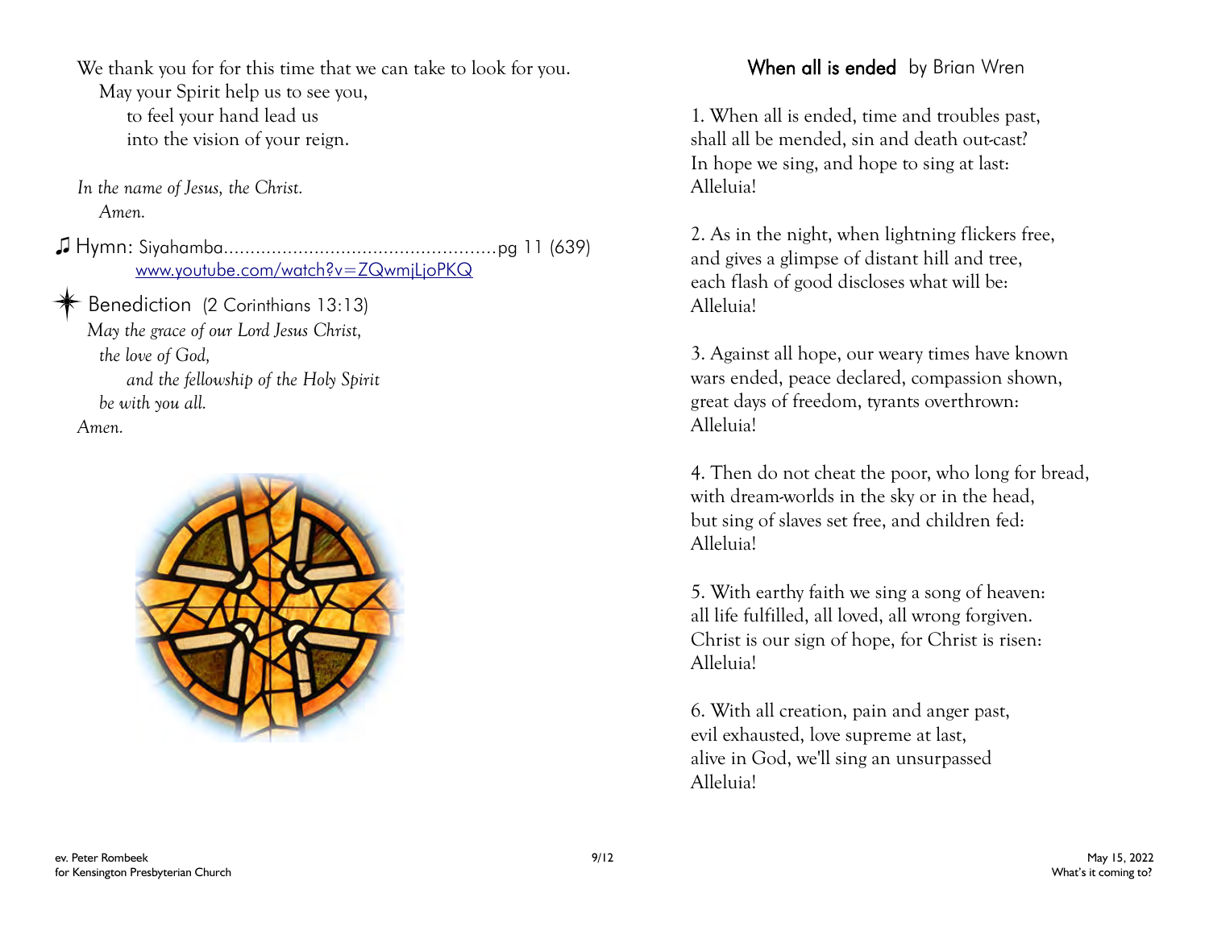We thank you for for this time that we can take to look for you.
May your Spirit help us to see you,
to feel your hand lead us
into the vision of your reign.

*In the name of Jesus, the Christ.*
*Amen.*

♫ Hymn: Siyahamba....................................................pg 11 (639)
[www.youtube.com/watch?v=ZQwmjLjoPKQ](www.youtube.com/watch?v=ZQwmjLjoPKQ)

✦ Benediction (2 Corinthians 13:13)
*May the grace of our Lord Jesus Christ,*
*the love of God,*
*and the fellowship of the Holy Spirit*
*be with you all.*
*Amen.*

## When all is ended by Brian Wren

1. When all is ended, time and troubles past,
shall all be mended, sin and death out-cast?
In hope we sing, and hope to sing at last:
Alleluia!

2. As in the night, when lightning flickers free,
and gives a glimpse of distant hill and tree,
each flash of good discloses what will be:
Alleluia!

3. Against all hope, our weary times have known
wars ended, peace declared, compassion shown,
great days of freedom, tyrants overthrown:
Alleluia!

4. Then do not cheat the poor, who long for bread,
with dream-worlds in the sky or in the head,
but sing of slaves set free, and children fed:
Alleluia!

5. With earthy faith we sing a song of heaven:
all life fulfilled, all loved, all wrong forgiven.
Christ is our sign of hope, for Christ is risen:
Alleluia!

6. With all creation, pain and anger past,
evil exhausted, love supreme at last,
alive in God, we'll sing an unsurpassed
Alleluia!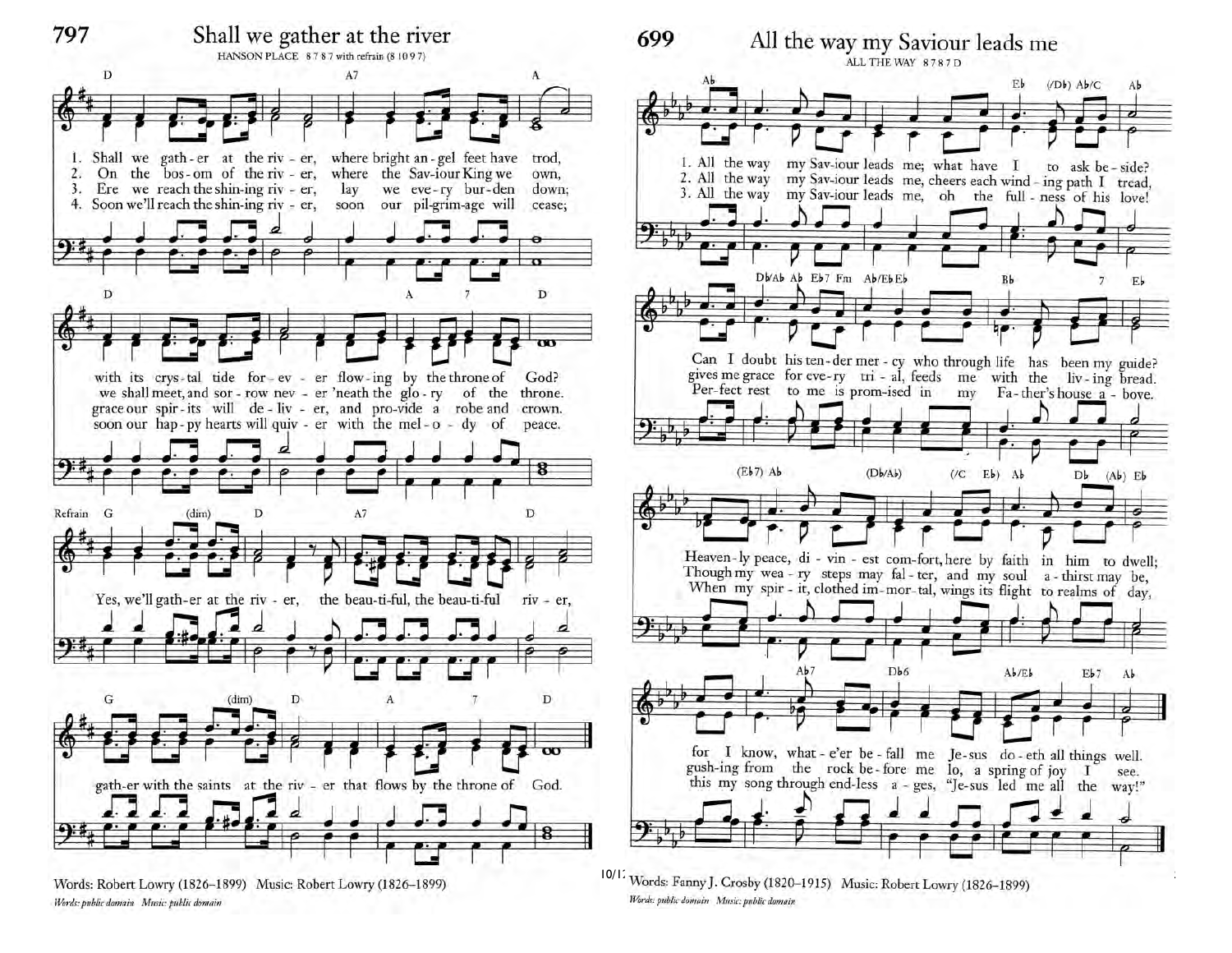## 797 Shall we gather at the river

HANSON PLACE 8 7 8 7 with refrain (8 10 9 7)

1. Shall we gath-er at the riv-er, where bright an-gel feet have trod, with its crys-tal tide for-ev-er flow-ing by the throne of God?
2. On the bos-om of the riv-er, where the Sav-iour King we own, we shall meet, and sor-row nev-er 'neath the glo-ry of the throne.
3. Ere we reach the shin-ing riv-er, lay we eve-ry bur-den down; grace our spir-its will de-liv-er, and pro-vide a robe and crown.
4. Soon we'll reach the shin-ing riv-er, soon our pil-grim-age will cease; soon our hap-py hearts will quiv-er with the mel-o-dy of peace.

Refrain:
Yes, we'll gath-er at the riv-er, the beau-ti-ful, the beau-ti-ful riv-er, gath-er with the saints at the riv-er that flows by the throne of God.

Words: Robert Lowry (1826–1899) Music: Robert Lowry (1826–1899)

*Words: public domain Music: public domain*

## 699 All the way my Saviour leads me

ALL THE WAY 8 7 8 7 D

1. All the way my Sav-iour leads me; what have I to ask be-side? Can I doubt his ten-der mer-cy who through life has been my guide? Heaven-ly peace, di-vin-est com-fort, here by faith in him to dwell; for I know, what-e'er be-fall me Je-sus do-eth all things well.
2. All the way my Sav-iour leads me, cheers each wind-ing path I tread, gives me grace for eve-ry tri-al, feeds me with the liv-ing bread. Though my wea-ry steps may fal-ter, and my soul a-thirst may be, gush-ing from the rock be-fore me lo, a spring of joy I see.
3. All the way my Sav-iour leads me, oh the full-ness of his love! Per-fect rest to me is prom-ised in my Fa-ther's house a-bove. When my spir-it, clothed im-mor-tal, wings its flight to realms of day, this my song through end-less a-ges, "Je-sus led me all the way!"

Words: Fanny J. Crosby (1820–1915) Music: Robert Lowry (1826–1899)

*Words: public domain Music: public domain*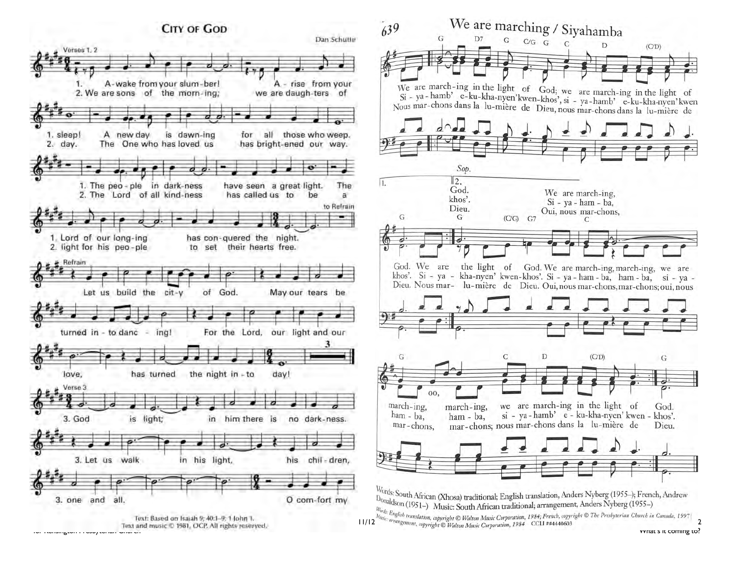# City of God

Dan Schutte

**Verses 1, 2**

1. Awake from your slumber! Arise from your sleep! A new day is dawning for all those who weep. The people in darkness have seen a great light. The Lord of our longing has conquered the night.

2. We are sons of the morning; we are daughters of day. The One who has loved us has brightened our way. The Lord of all kindness has called us to be a light for his people to set their hearts free.

to Refrain

**Refrain**

Let us build the city of God. May our tears be turned into dancing! For the Lord, our light and our love, has turned the night into day!

**Verse 3**

3. God is light; in him there is no darkness. Let us walk in his light, his children, one and all. O comfort my

Text: Based on Isaiah 9; 40:1–9; 1 John 1.
Text and music © 1981, OCP. All rights reserved.

# 639 We are marching / Siyahamba

We are marching in the light of God; we are marching in the light of God. We are the light of God. We are marching, marching, we are marching, marching, we are marching in the light of God.

Si-ya-hamb' e-ku-kha-nyen'kwen-khos', si-ya-hamb' e-ku-kha-nyen'kwen khos'. Si-ya-kha-nyen' kwen-khos'. Si-ya-ham-ba, ham-ba, si-ya-ham-ba, ham-ba, si-ya-hamb' e-ku-kha-nyen' kwen-khos'.

Nous marchons dans la lumière de Dieu, nous marchons dans la lumière de Dieu. Nous mar- lumière de Dieu. Oui, nous marchons, marchons; oui, nous marchons, marchons; nous marchons dans la lumière de Dieu.

Words: South African (Xhosa) traditional; English translation, Anders Nyberg (1955–); French, Andrew Donaldson (1951–) Music: South African traditional; arrangement, Anders Nyberg (1955–)

*Words: English translation, copyright © Walton Music Corporation, 1984; French, copyright © The Presbyterian Church in Canada, 1997*
*Music: arrangement, copyright © Walton Music Corporation, 1984* CCLI ##4440603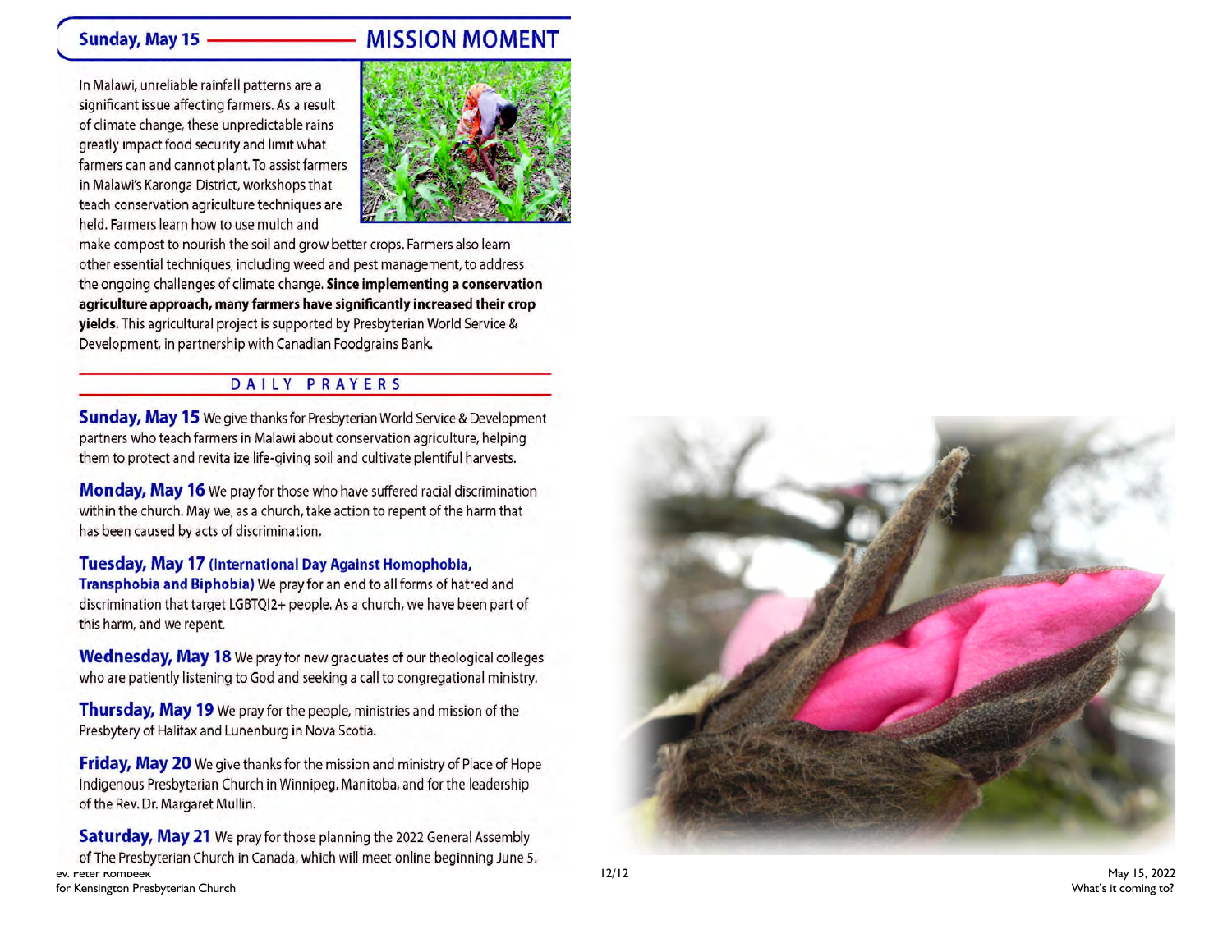## Sunday, May 15 — MISSION MOMENT

In Malawi, unreliable rainfall patterns are a significant issue affecting farmers. As a result of climate change, these unpredictable rains greatly impact food security and limit what farmers can and cannot plant. To assist farmers in Malawi's Karonga District, workshops that teach conservation agriculture techniques are held. Farmers learn how to use mulch and make compost to nourish the soil and grow better crops. Farmers also learn other essential techniques, including weed and pest management, to address the ongoing challenges of climate change. **Since implementing a conservation agriculture approach, many farmers have significantly increased their crop yields.** This agricultural project is supported by Presbyterian World Service & Development, in partnership with Canadian Foodgrains Bank.

## DAILY PRAYERS

**Sunday, May 15** We give thanks for Presbyterian World Service & Development partners who teach farmers in Malawi about conservation agriculture, helping them to protect and revitalize life-giving soil and cultivate plentiful harvests.

**Monday, May 16** We pray for those who have suffered racial discrimination within the church. May we, as a church, take action to repent of the harm that has been caused by acts of discrimination.

**Tuesday, May 17 (International Day Against Homophobia, Transphobia and Biphobia)** We pray for an end to all forms of hatred and discrimination that target LGBTQI2+ people. As a church, we have been part of this harm, and we repent.

**Wednesday, May 18** We pray for new graduates of our theological colleges who are patiently listening to God and seeking a call to congregational ministry.

**Thursday, May 19** We pray for the people, ministries and mission of the Presbytery of Halifax and Lunenburg in Nova Scotia.

**Friday, May 20** We give thanks for the mission and ministry of Place of Hope Indigenous Presbyterian Church in Winnipeg, Manitoba, and for the leadership of the Rev. Dr. Margaret Mullin.

**Saturday, May 21** We pray for those planning the 2022 General Assembly of The Presbyterian Church in Canada, which will meet online beginning June 5.